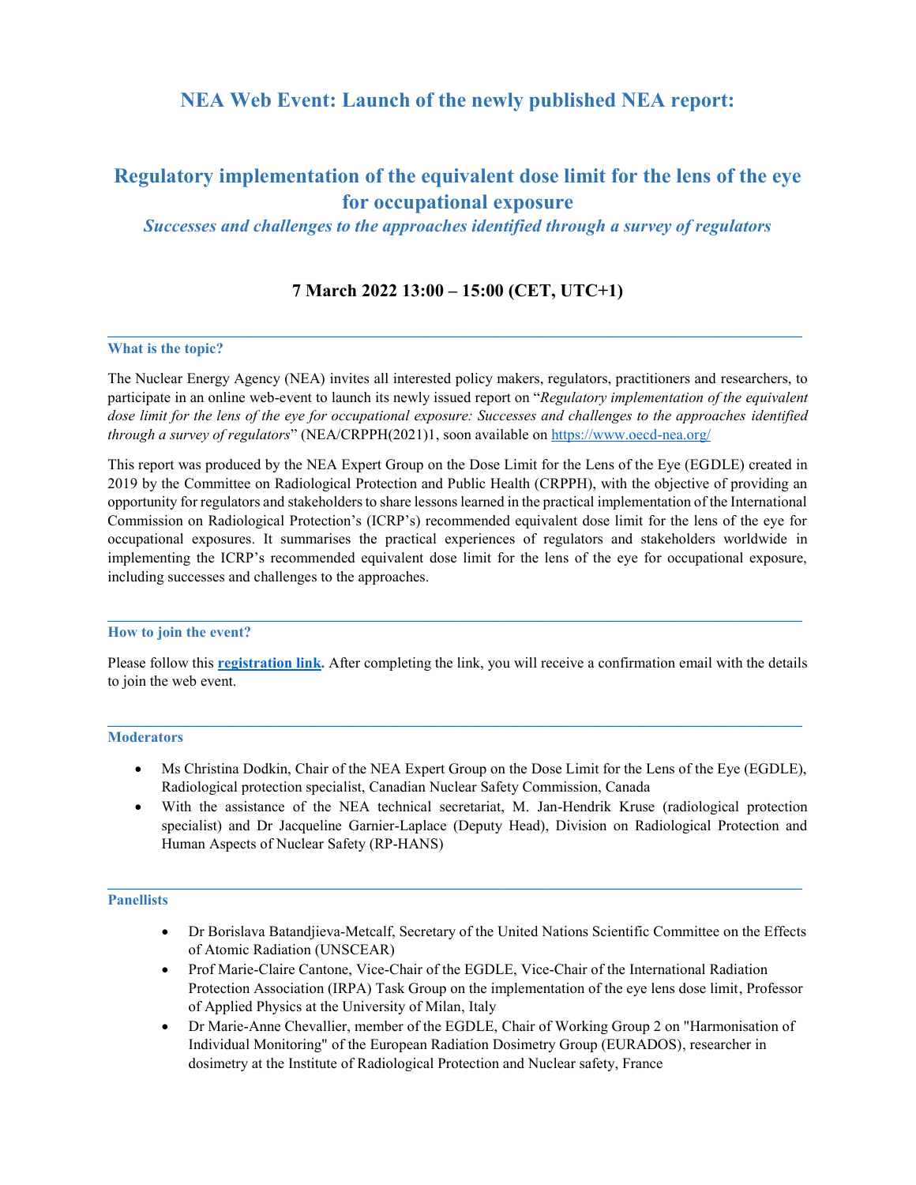# NEA Web Event: Launch of the newly published NEA report:

## Regulatory implementation of the equivalent dose limit for the lens of the eye for occupational exposure

***Successes and challenges to the approaches identified through a survey of regulators***

**7 March 2022 13:00 – 15:00 (CET, UTC+1)**

---

### What is the topic?

The Nuclear Energy Agency (NEA) invites all interested policy makers, regulators, practitioners and researchers, to participate in an online web-event to launch its newly issued report on "*Regulatory implementation of the equivalent dose limit for the lens of the eye for occupational exposure: Successes and challenges to the approaches identified through a survey of regulators*" (NEA/CRPPH(2021)1, soon available on https://www.oecd-nea.org/

This report was produced by the NEA Expert Group on the Dose Limit for the Lens of the Eye (EGDLE) created in 2019 by the Committee on Radiological Protection and Public Health (CRPPH), with the objective of providing an opportunity for regulators and stakeholders to share lessons learned in the practical implementation of the International Commission on Radiological Protection's (ICRP's) recommended equivalent dose limit for the lens of the eye for occupational exposures. It summarises the practical experiences of regulators and stakeholders worldwide in implementing the ICRP's recommended equivalent dose limit for the lens of the eye for occupational exposure, including successes and challenges to the approaches.

---

### How to join the event?

Please follow this **registration link.** After completing the link, you will receive a confirmation email with the details to join the web event.

---

### Moderators

- Ms Christina Dodkin, Chair of the NEA Expert Group on the Dose Limit for the Lens of the Eye (EGDLE), Radiological protection specialist, Canadian Nuclear Safety Commission, Canada
- With the assistance of the NEA technical secretariat, M. Jan-Hendrik Kruse (radiological protection specialist) and Dr Jacqueline Garnier-Laplace (Deputy Head), Division on Radiological Protection and Human Aspects of Nuclear Safety (RP-HANS)

---

### Panellists

- Dr Borislava Batandjieva-Metcalf, Secretary of the United Nations Scientific Committee on the Effects of Atomic Radiation (UNSCEAR)
- Prof Marie-Claire Cantone, Vice-Chair of the EGDLE, Vice-Chair of the International Radiation Protection Association (IRPA) Task Group on the implementation of the eye lens dose limit, Professor of Applied Physics at the University of Milan, Italy
- Dr Marie-Anne Chevallier, member of the EGDLE, Chair of Working Group 2 on "Harmonisation of Individual Monitoring" of the European Radiation Dosimetry Group (EURADOS), researcher in dosimetry at the Institute of Radiological Protection and Nuclear safety, France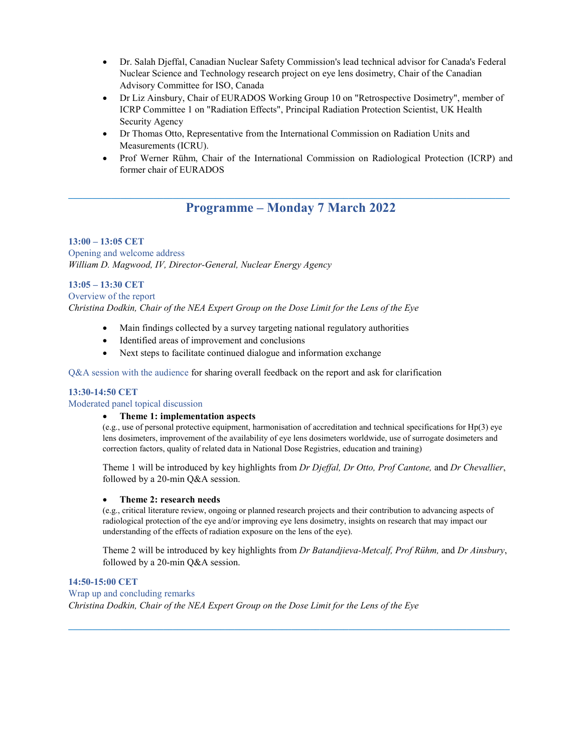- Dr. Salah Djeffal, Canadian Nuclear Safety Commission's lead technical advisor for Canada's Federal Nuclear Science and Technology research project on eye lens dosimetry, Chair of the Canadian Advisory Committee for ISO, Canada
- Dr Liz Ainsbury, Chair of EURADOS Working Group 10 on "Retrospective Dosimetry", member of ICRP Committee 1 on "Radiation Effects", Principal Radiation Protection Scientist, UK Health Security Agency
- Dr Thomas Otto, Representative from the International Commission on Radiation Units and Measurements (ICRU).
- Prof Werner Rühm, Chair of the International Commission on Radiological Protection (ICRP) and former chair of EURADOS

---

## Programme – Monday 7 March 2022

**13:00 – 13:05 CET**
Opening and welcome address
*William D. Magwood, IV, Director-General, Nuclear Energy Agency*

**13:05 – 13:30 CET**
Overview of the report
*Christina Dodkin, Chair of the NEA Expert Group on the Dose Limit for the Lens of the Eye*

- Main findings collected by a survey targeting national regulatory authorities
- Identified areas of improvement and conclusions
- Next steps to facilitate continued dialogue and information exchange

Q&A session with the audience for sharing overall feedback on the report and ask for clarification

**13:30-14:50 CET**
Moderated panel topical discussion

- **Theme 1: implementation aspects**
  (e.g., use of personal protective equipment, harmonisation of accreditation and technical specifications for Hp(3) eye lens dosimeters, improvement of the availability of eye lens dosimeters worldwide, use of surrogate dosimeters and correction factors, quality of related data in National Dose Registries, education and training)

  Theme 1 will be introduced by key highlights from *Dr Djeffal, Dr Otto, Prof Cantone,* and *Dr Chevallier*, followed by a 20-min Q&A session.

- **Theme 2: research needs**
  (e.g., critical literature review, ongoing or planned research projects and their contribution to advancing aspects of radiological protection of the eye and/or improving eye lens dosimetry, insights on research that may impact our understanding of the effects of radiation exposure on the lens of the eye).

  Theme 2 will be introduced by key highlights from *Dr Batandjieva-Metcalf, Prof Rühm,* and *Dr Ainsbury*, followed by a 20-min Q&A session.

**14:50-15:00 CET**
Wrap up and concluding remarks
*Christina Dodkin, Chair of the NEA Expert Group on the Dose Limit for the Lens of the Eye*

---